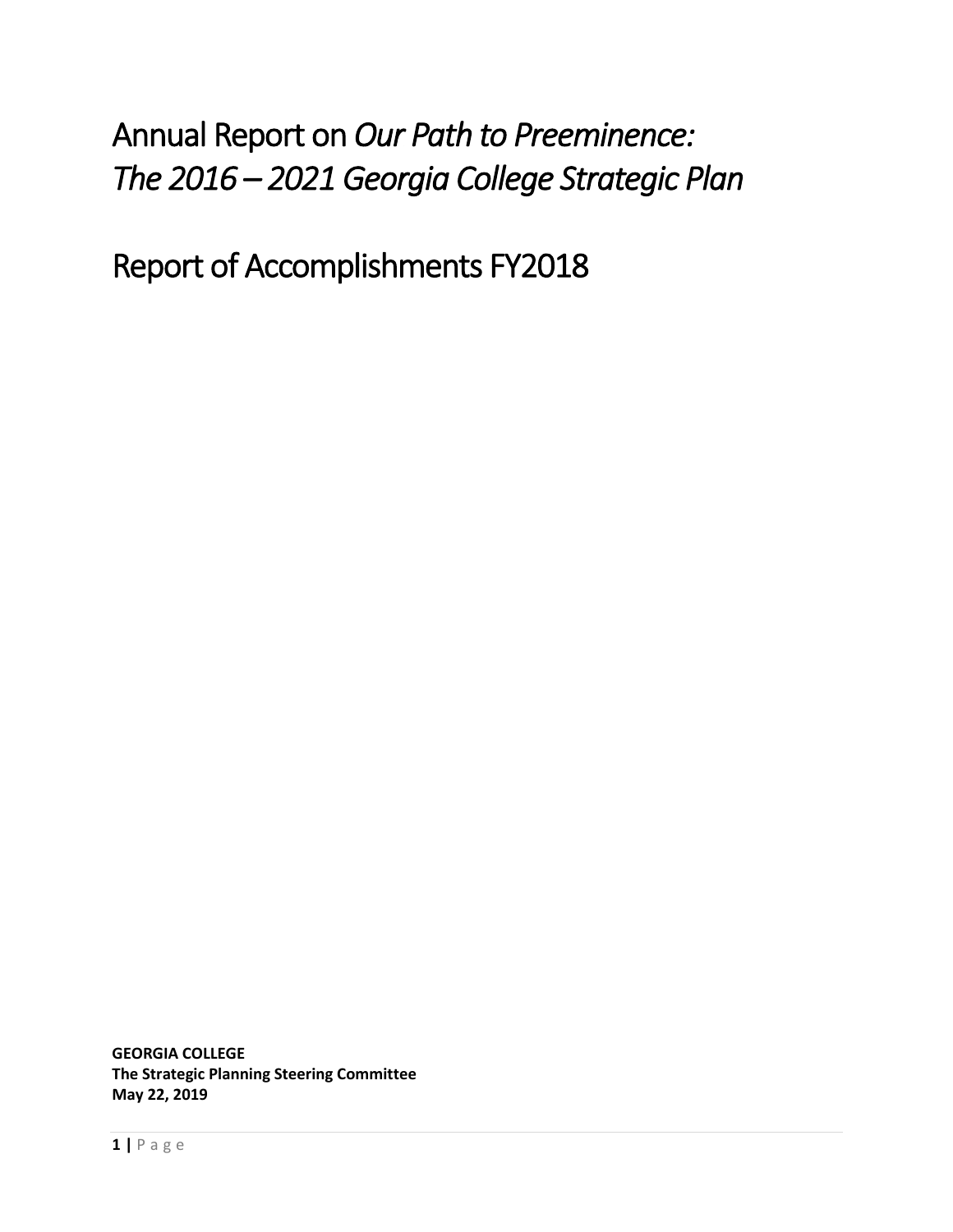# Annual Report on *Our Path to Preeminence: The 2016 – 2021 Georgia College Strategic Plan*

# Report of Accomplishments FY2018

**GEORGIA COLLEGE**
**The Strategic Planning Steering Committee**
**May 22, 2019**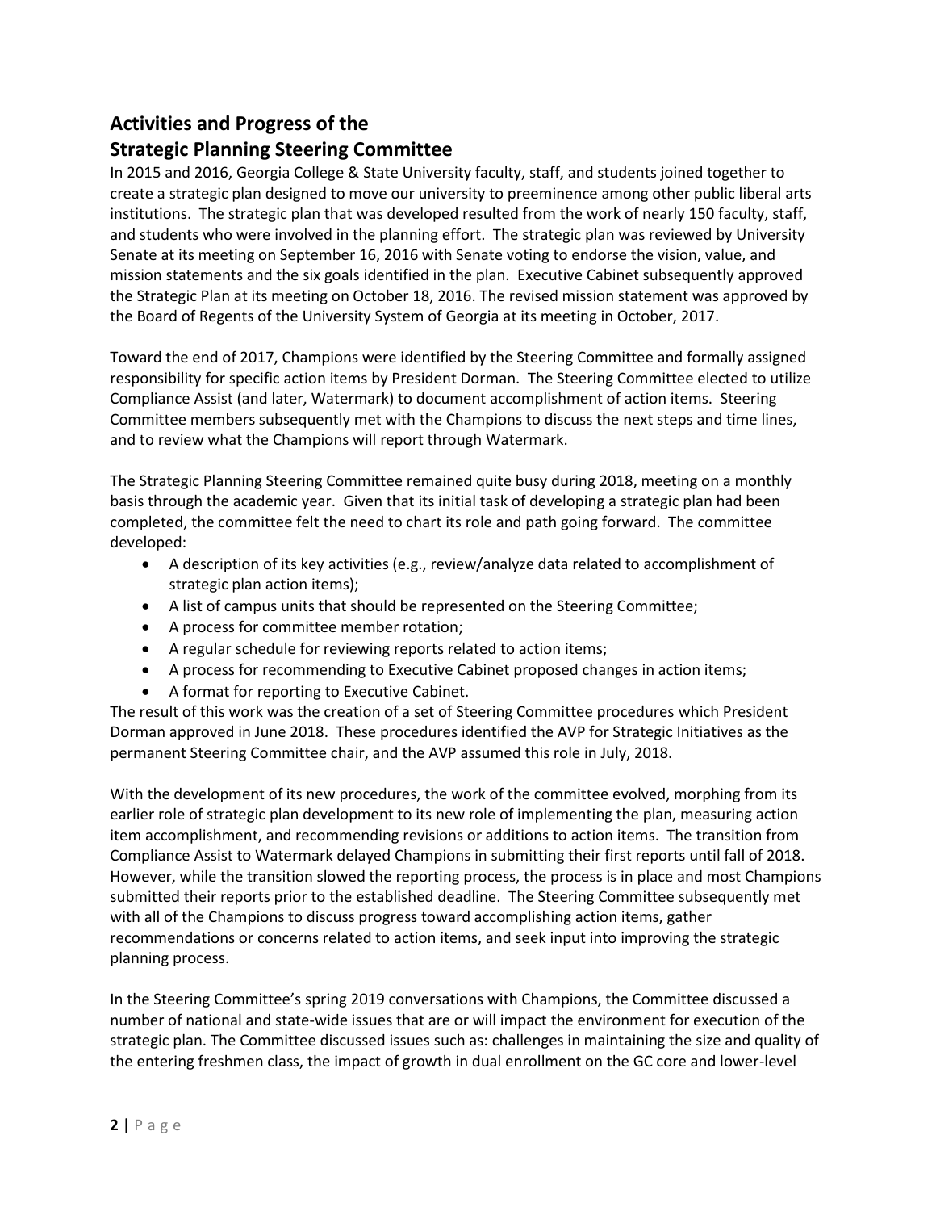## Activities and Progress of the Strategic Planning Steering Committee

In 2015 and 2016, Georgia College & State University faculty, staff, and students joined together to create a strategic plan designed to move our university to preeminence among other public liberal arts institutions. The strategic plan that was developed resulted from the work of nearly 150 faculty, staff, and students who were involved in the planning effort. The strategic plan was reviewed by University Senate at its meeting on September 16, 2016 with Senate voting to endorse the vision, value, and mission statements and the six goals identified in the plan. Executive Cabinet subsequently approved the Strategic Plan at its meeting on October 18, 2016. The revised mission statement was approved by the Board of Regents of the University System of Georgia at its meeting in October, 2017.

Toward the end of 2017, Champions were identified by the Steering Committee and formally assigned responsibility for specific action items by President Dorman. The Steering Committee elected to utilize Compliance Assist (and later, Watermark) to document accomplishment of action items. Steering Committee members subsequently met with the Champions to discuss the next steps and time lines, and to review what the Champions will report through Watermark.

The Strategic Planning Steering Committee remained quite busy during 2018, meeting on a monthly basis through the academic year. Given that its initial task of developing a strategic plan had been completed, the committee felt the need to chart its role and path going forward. The committee developed:

- A description of its key activities (e.g., review/analyze data related to accomplishment of strategic plan action items);
- A list of campus units that should be represented on the Steering Committee;
- A process for committee member rotation;
- A regular schedule for reviewing reports related to action items;
- A process for recommending to Executive Cabinet proposed changes in action items;
- A format for reporting to Executive Cabinet.

The result of this work was the creation of a set of Steering Committee procedures which President Dorman approved in June 2018. These procedures identified the AVP for Strategic Initiatives as the permanent Steering Committee chair, and the AVP assumed this role in July, 2018.

With the development of its new procedures, the work of the committee evolved, morphing from its earlier role of strategic plan development to its new role of implementing the plan, measuring action item accomplishment, and recommending revisions or additions to action items. The transition from Compliance Assist to Watermark delayed Champions in submitting their first reports until fall of 2018. However, while the transition slowed the reporting process, the process is in place and most Champions submitted their reports prior to the established deadline. The Steering Committee subsequently met with all of the Champions to discuss progress toward accomplishing action items, gather recommendations or concerns related to action items, and seek input into improving the strategic planning process.

In the Steering Committee's spring 2019 conversations with Champions, the Committee discussed a number of national and state-wide issues that are or will impact the environment for execution of the strategic plan. The Committee discussed issues such as: challenges in maintaining the size and quality of the entering freshmen class, the impact of growth in dual enrollment on the GC core and lower-level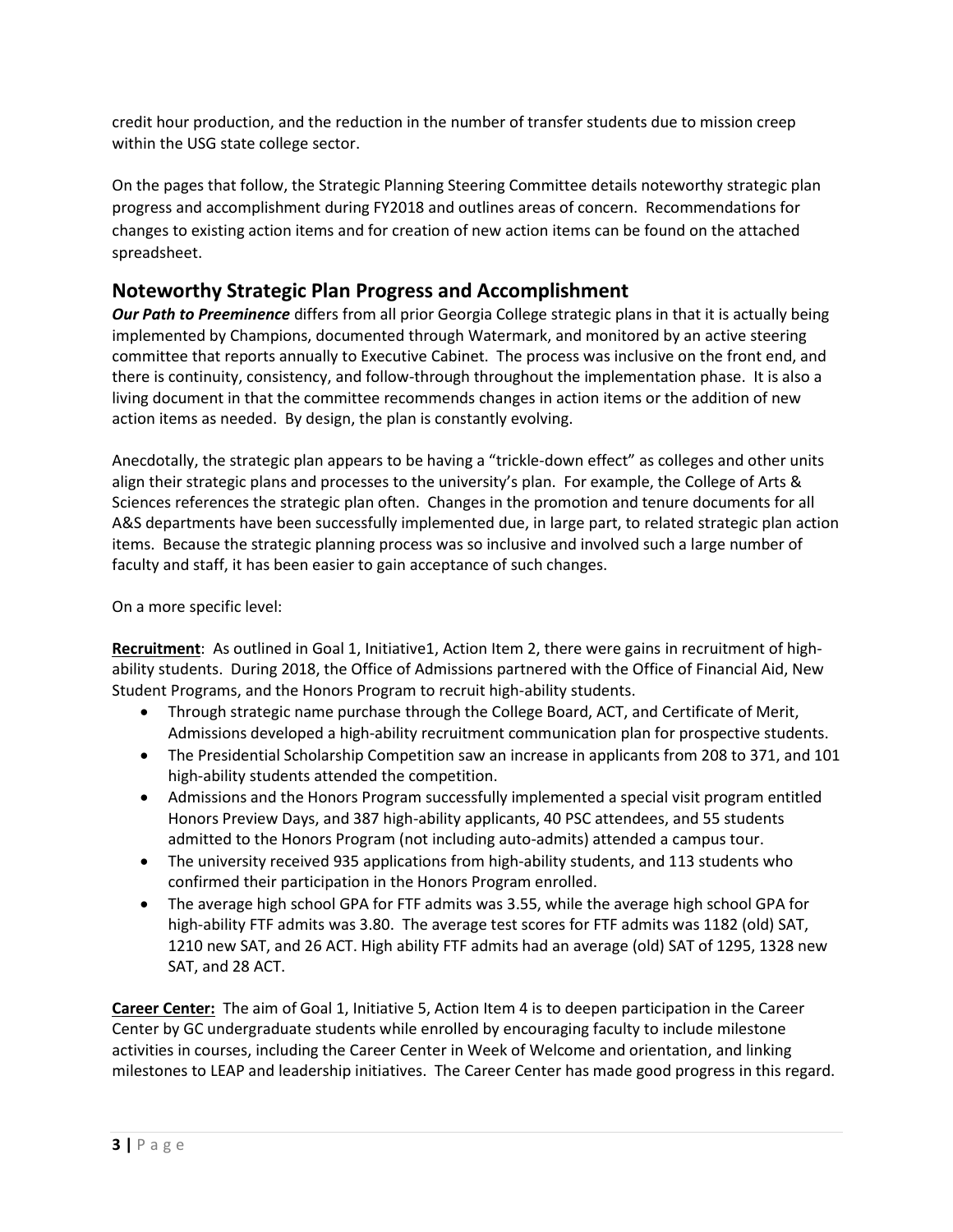credit hour production, and the reduction in the number of transfer students due to mission creep within the USG state college sector.

On the pages that follow, the Strategic Planning Steering Committee details noteworthy strategic plan progress and accomplishment during FY2018 and outlines areas of concern. Recommendations for changes to existing action items and for creation of new action items can be found on the attached spreadsheet.

## Noteworthy Strategic Plan Progress and Accomplishment

***Our Path to Preeminence*** differs from all prior Georgia College strategic plans in that it is actually being implemented by Champions, documented through Watermark, and monitored by an active steering committee that reports annually to Executive Cabinet. The process was inclusive on the front end, and there is continuity, consistency, and follow-through throughout the implementation phase. It is also a living document in that the committee recommends changes in action items or the addition of new action items as needed. By design, the plan is constantly evolving.

Anecdotally, the strategic plan appears to be having a "trickle-down effect" as colleges and other units align their strategic plans and processes to the university's plan. For example, the College of Arts & Sciences references the strategic plan often. Changes in the promotion and tenure documents for all A&S departments have been successfully implemented due, in large part, to related strategic plan action items. Because the strategic planning process was so inclusive and involved such a large number of faculty and staff, it has been easier to gain acceptance of such changes.

On a more specific level:

**Recruitment**: As outlined in Goal 1, Initiative1, Action Item 2, there were gains in recruitment of high-ability students. During 2018, the Office of Admissions partnered with the Office of Financial Aid, New Student Programs, and the Honors Program to recruit high-ability students.

- Through strategic name purchase through the College Board, ACT, and Certificate of Merit, Admissions developed a high-ability recruitment communication plan for prospective students.
- The Presidential Scholarship Competition saw an increase in applicants from 208 to 371, and 101 high-ability students attended the competition.
- Admissions and the Honors Program successfully implemented a special visit program entitled Honors Preview Days, and 387 high-ability applicants, 40 PSC attendees, and 55 students admitted to the Honors Program (not including auto-admits) attended a campus tour.
- The university received 935 applications from high-ability students, and 113 students who confirmed their participation in the Honors Program enrolled.
- The average high school GPA for FTF admits was 3.55, while the average high school GPA for high-ability FTF admits was 3.80. The average test scores for FTF admits was 1182 (old) SAT, 1210 new SAT, and 26 ACT. High ability FTF admits had an average (old) SAT of 1295, 1328 new SAT, and 28 ACT.

**Career Center:** The aim of Goal 1, Initiative 5, Action Item 4 is to deepen participation in the Career Center by GC undergraduate students while enrolled by encouraging faculty to include milestone activities in courses, including the Career Center in Week of Welcome and orientation, and linking milestones to LEAP and leadership initiatives. The Career Center has made good progress in this regard.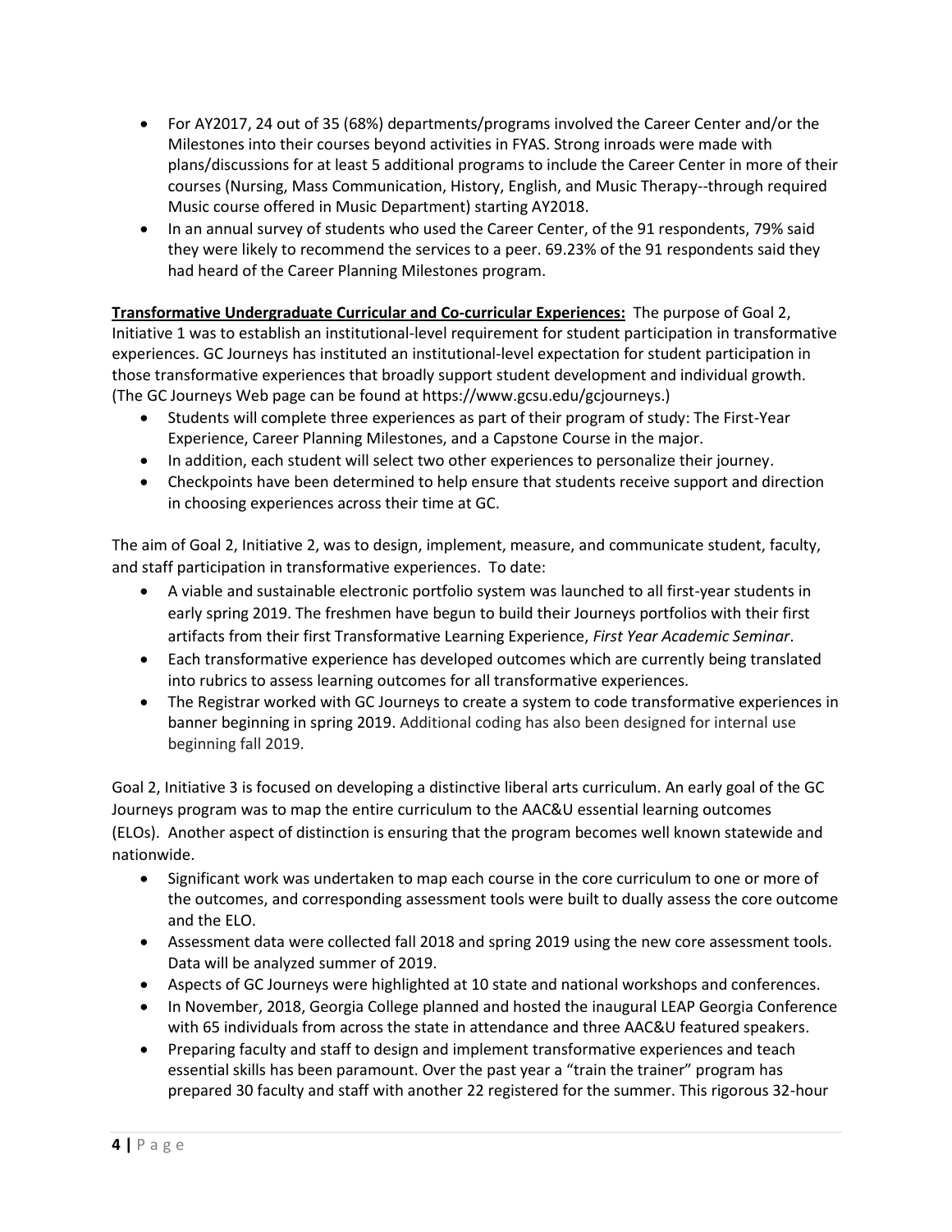- For AY2017, 24 out of 35 (68%) departments/programs involved the Career Center and/or the Milestones into their courses beyond activities in FYAS. Strong inroads were made with plans/discussions for at least 5 additional programs to include the Career Center in more of their courses (Nursing, Mass Communication, History, English, and Music Therapy--through required Music course offered in Music Department) starting AY2018.
- In an annual survey of students who used the Career Center, of the 91 respondents, 79% said they were likely to recommend the services to a peer. 69.23% of the 91 respondents said they had heard of the Career Planning Milestones program.

**Transformative Undergraduate Curricular and Co-curricular Experiences:** The purpose of Goal 2, Initiative 1 was to establish an institutional-level requirement for student participation in transformative experiences. GC Journeys has instituted an institutional-level expectation for student participation in those transformative experiences that broadly support student development and individual growth. (The GC Journeys Web page can be found at https://www.gcsu.edu/gcjourneys.)

- Students will complete three experiences as part of their program of study: The First-Year Experience, Career Planning Milestones, and a Capstone Course in the major.
- In addition, each student will select two other experiences to personalize their journey.
- Checkpoints have been determined to help ensure that students receive support and direction in choosing experiences across their time at GC.

The aim of Goal 2, Initiative 2, was to design, implement, measure, and communicate student, faculty, and staff participation in transformative experiences. To date:

- A viable and sustainable electronic portfolio system was launched to all first-year students in early spring 2019. The freshmen have begun to build their Journeys portfolios with their first artifacts from their first Transformative Learning Experience, *First Year Academic Seminar*.
- Each transformative experience has developed outcomes which are currently being translated into rubrics to assess learning outcomes for all transformative experiences.
- The Registrar worked with GC Journeys to create a system to code transformative experiences in banner beginning in spring 2019. Additional coding has also been designed for internal use beginning fall 2019.

Goal 2, Initiative 3 is focused on developing a distinctive liberal arts curriculum. An early goal of the GC Journeys program was to map the entire curriculum to the AAC&U essential learning outcomes (ELOs). Another aspect of distinction is ensuring that the program becomes well known statewide and nationwide.

- Significant work was undertaken to map each course in the core curriculum to one or more of the outcomes, and corresponding assessment tools were built to dually assess the core outcome and the ELO.
- Assessment data were collected fall 2018 and spring 2019 using the new core assessment tools. Data will be analyzed summer of 2019.
- Aspects of GC Journeys were highlighted at 10 state and national workshops and conferences.
- In November, 2018, Georgia College planned and hosted the inaugural LEAP Georgia Conference with 65 individuals from across the state in attendance and three AAC&U featured speakers.
- Preparing faculty and staff to design and implement transformative experiences and teach essential skills has been paramount. Over the past year a "train the trainer" program has prepared 30 faculty and staff with another 22 registered for the summer. This rigorous 32-hour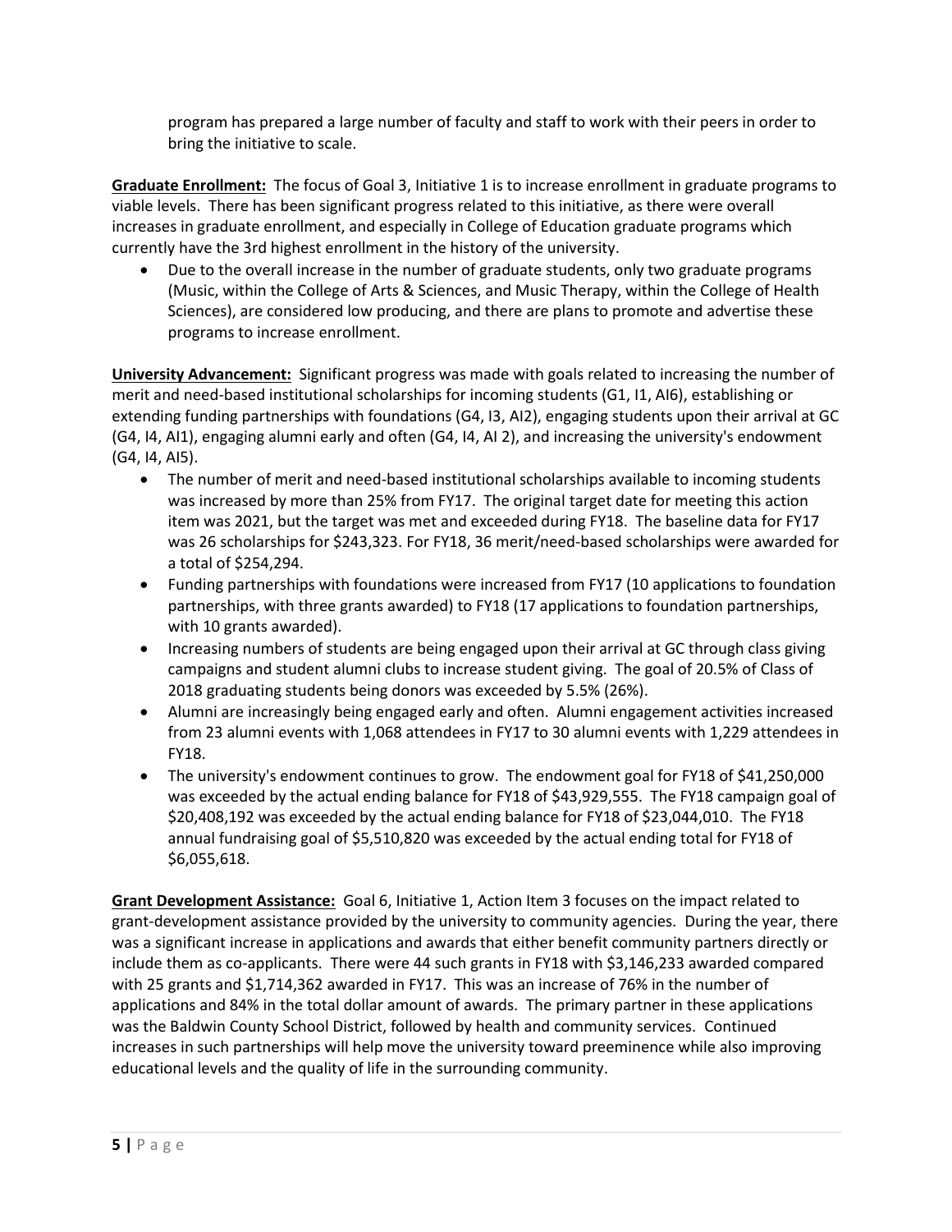program has prepared a large number of faculty and staff to work with their peers in order to bring the initiative to scale.

**Graduate Enrollment:** The focus of Goal 3, Initiative 1 is to increase enrollment in graduate programs to viable levels. There has been significant progress related to this initiative, as there were overall increases in graduate enrollment, and especially in College of Education graduate programs which currently have the 3rd highest enrollment in the history of the university.

- Due to the overall increase in the number of graduate students, only two graduate programs (Music, within the College of Arts & Sciences, and Music Therapy, within the College of Health Sciences), are considered low producing, and there are plans to promote and advertise these programs to increase enrollment.

**University Advancement:** Significant progress was made with goals related to increasing the number of merit and need-based institutional scholarships for incoming students (G1, I1, AI6), establishing or extending funding partnerships with foundations (G4, I3, AI2), engaging students upon their arrival at GC (G4, I4, AI1), engaging alumni early and often (G4, I4, AI 2), and increasing the university's endowment (G4, I4, AI5).

- The number of merit and need-based institutional scholarships available to incoming students was increased by more than 25% from FY17. The original target date for meeting this action item was 2021, but the target was met and exceeded during FY18. The baseline data for FY17 was 26 scholarships for $243,323. For FY18, 36 merit/need-based scholarships were awarded for a total of $254,294.
- Funding partnerships with foundations were increased from FY17 (10 applications to foundation partnerships, with three grants awarded) to FY18 (17 applications to foundation partnerships, with 10 grants awarded).
- Increasing numbers of students are being engaged upon their arrival at GC through class giving campaigns and student alumni clubs to increase student giving. The goal of 20.5% of Class of 2018 graduating students being donors was exceeded by 5.5% (26%).
- Alumni are increasingly being engaged early and often. Alumni engagement activities increased from 23 alumni events with 1,068 attendees in FY17 to 30 alumni events with 1,229 attendees in FY18.
- The university's endowment continues to grow. The endowment goal for FY18 of $41,250,000 was exceeded by the actual ending balance for FY18 of $43,929,555. The FY18 campaign goal of $20,408,192 was exceeded by the actual ending balance for FY18 of $23,044,010. The FY18 annual fundraising goal of $5,510,820 was exceeded by the actual ending total for FY18 of $6,055,618.

**Grant Development Assistance:** Goal 6, Initiative 1, Action Item 3 focuses on the impact related to grant-development assistance provided by the university to community agencies. During the year, there was a significant increase in applications and awards that either benefit community partners directly or include them as co-applicants. There were 44 such grants in FY18 with $3,146,233 awarded compared with 25 grants and $1,714,362 awarded in FY17. This was an increase of 76% in the number of applications and 84% in the total dollar amount of awards. The primary partner in these applications was the Baldwin County School District, followed by health and community services. Continued increases in such partnerships will help move the university toward preeminence while also improving educational levels and the quality of life in the surrounding community.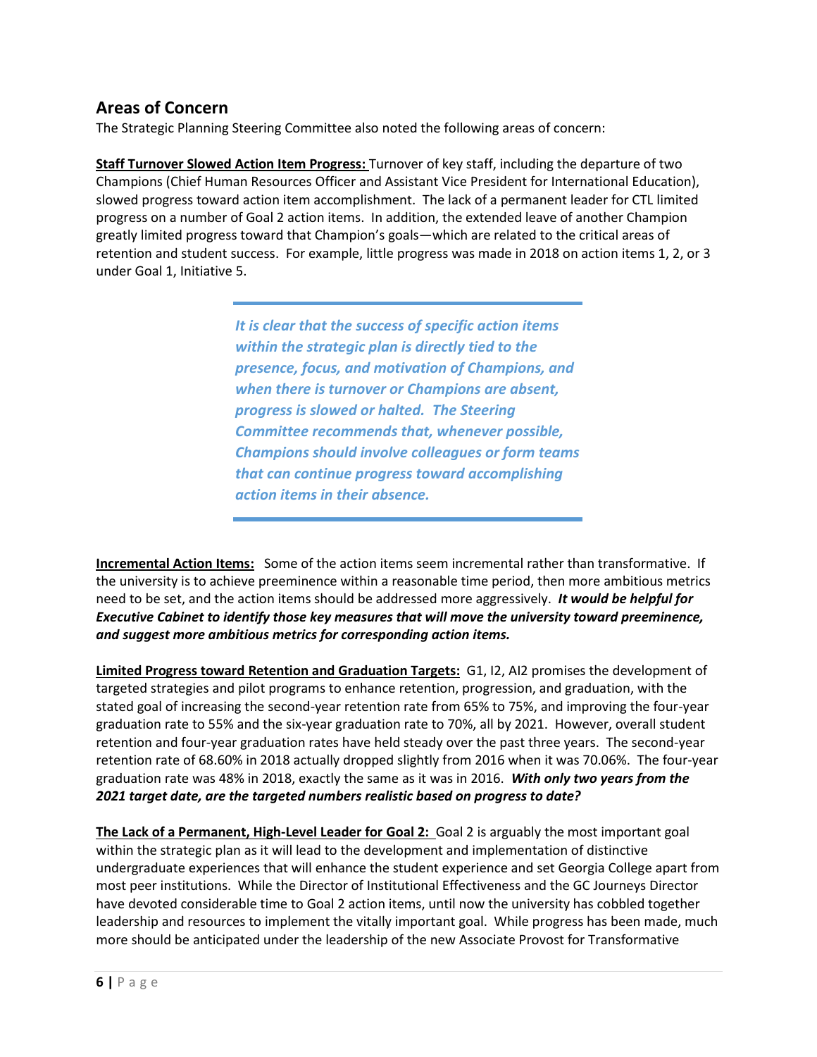## Areas of Concern

The Strategic Planning Steering Committee also noted the following areas of concern:

**Staff Turnover Slowed Action Item Progress:** Turnover of key staff, including the departure of two Champions (Chief Human Resources Officer and Assistant Vice President for International Education), slowed progress toward action item accomplishment. The lack of a permanent leader for CTL limited progress on a number of Goal 2 action items. In addition, the extended leave of another Champion greatly limited progress toward that Champion's goals—which are related to the critical areas of retention and student success. For example, little progress was made in 2018 on action items 1, 2, or 3 under Goal 1, Initiative 5.

> ***It is clear that the success of specific action items within the strategic plan is directly tied to the presence, focus, and motivation of Champions, and when there is turnover or Champions are absent, progress is slowed or halted. The Steering Committee recommends that, whenever possible, Champions should involve colleagues or form teams that can continue progress toward accomplishing action items in their absence.***

**Incremental Action Items:** Some of the action items seem incremental rather than transformative. If the university is to achieve preeminence within a reasonable time period, then more ambitious metrics need to be set, and the action items should be addressed more aggressively. ***It would be helpful for Executive Cabinet to identify those key measures that will move the university toward preeminence, and suggest more ambitious metrics for corresponding action items.***

**Limited Progress toward Retention and Graduation Targets:** G1, I2, AI2 promises the development of targeted strategies and pilot programs to enhance retention, progression, and graduation, with the stated goal of increasing the second-year retention rate from 65% to 75%, and improving the four-year graduation rate to 55% and the six-year graduation rate to 70%, all by 2021. However, overall student retention and four-year graduation rates have held steady over the past three years. The second-year retention rate of 68.60% in 2018 actually dropped slightly from 2016 when it was 70.06%. The four-year graduation rate was 48% in 2018, exactly the same as it was in 2016. ***With only two years from the 2021 target date, are the targeted numbers realistic based on progress to date?***

**The Lack of a Permanent, High-Level Leader for Goal 2:** Goal 2 is arguably the most important goal within the strategic plan as it will lead to the development and implementation of distinctive undergraduate experiences that will enhance the student experience and set Georgia College apart from most peer institutions. While the Director of Institutional Effectiveness and the GC Journeys Director have devoted considerable time to Goal 2 action items, until now the university has cobbled together leadership and resources to implement the vitally important goal. While progress has been made, much more should be anticipated under the leadership of the new Associate Provost for Transformative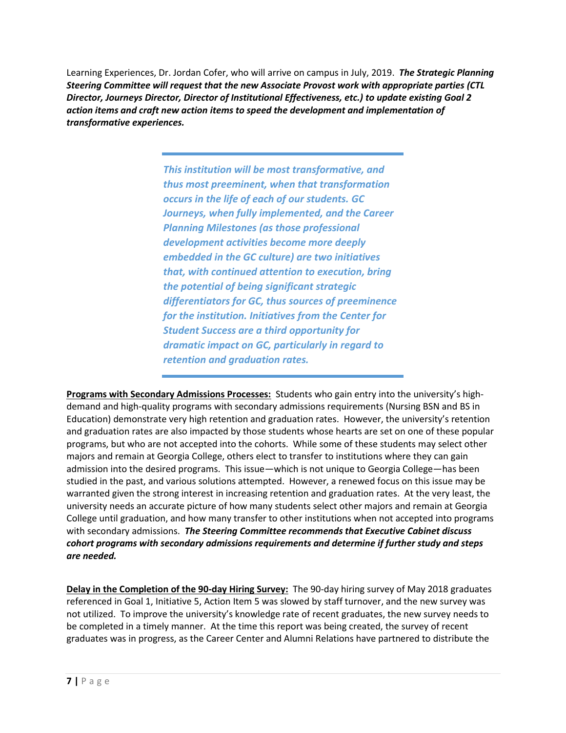Learning Experiences, Dr. Jordan Cofer, who will arrive on campus in July, 2019. ***The Strategic Planning Steering Committee will request that the new Associate Provost work with appropriate parties (CTL Director, Journeys Director, Director of Institutional Effectiveness, etc.) to update existing Goal 2 action items and craft new action items to speed the development and implementation of transformative experiences.***

> ***This institution will be most transformative, and thus most preeminent, when that transformation occurs in the life of each of our students. GC Journeys, when fully implemented, and the Career Planning Milestones (as those professional development activities become more deeply embedded in the GC culture) are two initiatives that, with continued attention to execution, bring the potential of being significant strategic differentiators for GC, thus sources of preeminence for the institution. Initiatives from the Center for Student Success are a third opportunity for dramatic impact on GC, particularly in regard to retention and graduation rates.***

**Programs with Secondary Admissions Processes:** Students who gain entry into the university's high-demand and high-quality programs with secondary admissions requirements (Nursing BSN and BS in Education) demonstrate very high retention and graduation rates. However, the university's retention and graduation rates are also impacted by those students whose hearts are set on one of these popular programs, but who are not accepted into the cohorts. While some of these students may select other majors and remain at Georgia College, others elect to transfer to institutions where they can gain admission into the desired programs. This issue—which is not unique to Georgia College—has been studied in the past, and various solutions attempted. However, a renewed focus on this issue may be warranted given the strong interest in increasing retention and graduation rates. At the very least, the university needs an accurate picture of how many students select other majors and remain at Georgia College until graduation, and how many transfer to other institutions when not accepted into programs with secondary admissions. ***The Steering Committee recommends that Executive Cabinet discuss cohort programs with secondary admissions requirements and determine if further study and steps are needed.***

**Delay in the Completion of the 90-day Hiring Survey:** The 90-day hiring survey of May 2018 graduates referenced in Goal 1, Initiative 5, Action Item 5 was slowed by staff turnover, and the new survey was not utilized. To improve the university's knowledge rate of recent graduates, the new survey needs to be completed in a timely manner. At the time this report was being created, the survey of recent graduates was in progress, as the Career Center and Alumni Relations have partnered to distribute the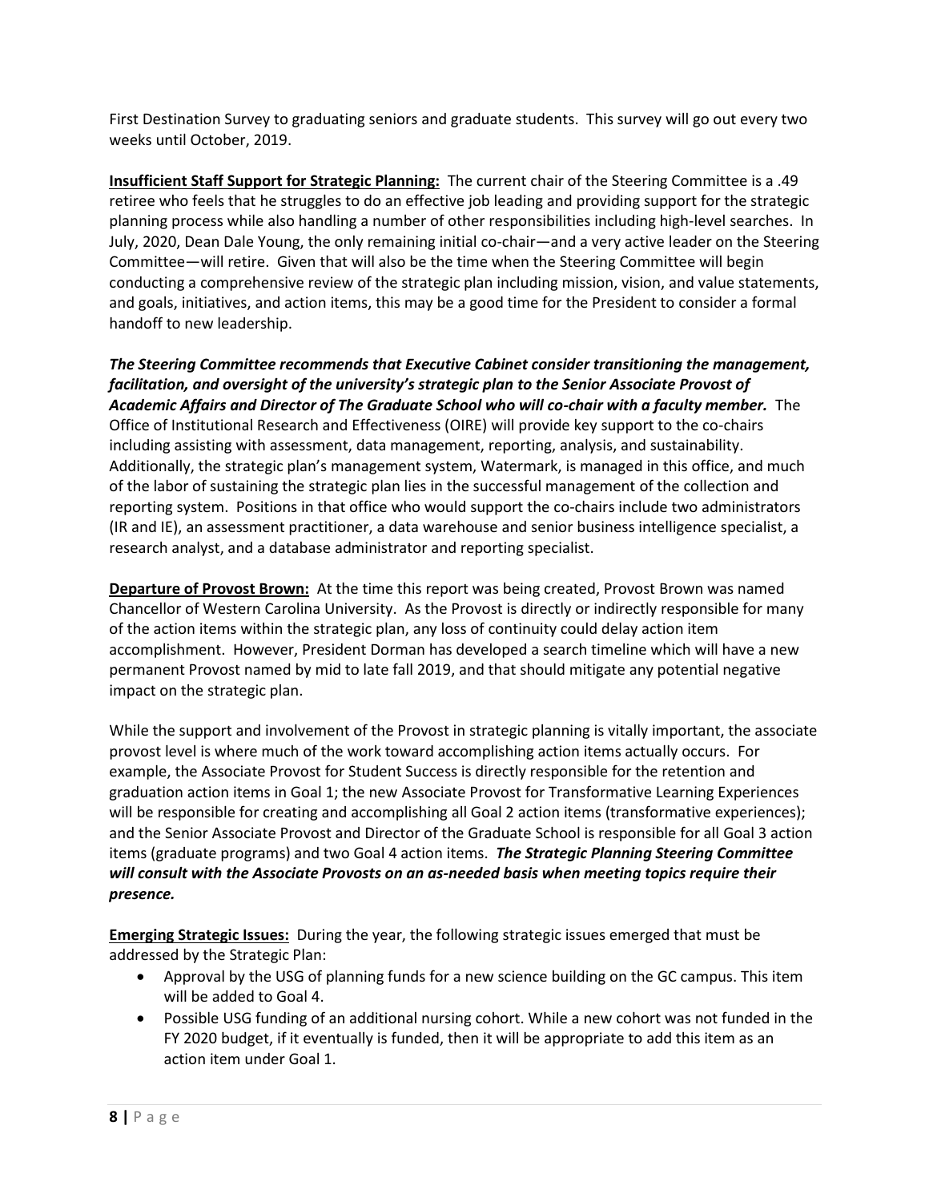First Destination Survey to graduating seniors and graduate students. This survey will go out every two weeks until October, 2019.

**Insufficient Staff Support for Strategic Planning:** The current chair of the Steering Committee is a .49 retiree who feels that he struggles to do an effective job leading and providing support for the strategic planning process while also handling a number of other responsibilities including high-level searches. In July, 2020, Dean Dale Young, the only remaining initial co-chair—and a very active leader on the Steering Committee—will retire. Given that will also be the time when the Steering Committee will begin conducting a comprehensive review of the strategic plan including mission, vision, and value statements, and goals, initiatives, and action items, this may be a good time for the President to consider a formal handoff to new leadership.

***The Steering Committee recommends that Executive Cabinet consider transitioning the management, facilitation, and oversight of the university's strategic plan to the Senior Associate Provost of Academic Affairs and Director of The Graduate School who will co-chair with a faculty member.*** The Office of Institutional Research and Effectiveness (OIRE) will provide key support to the co-chairs including assisting with assessment, data management, reporting, analysis, and sustainability. Additionally, the strategic plan's management system, Watermark, is managed in this office, and much of the labor of sustaining the strategic plan lies in the successful management of the collection and reporting system. Positions in that office who would support the co-chairs include two administrators (IR and IE), an assessment practitioner, a data warehouse and senior business intelligence specialist, a research analyst, and a database administrator and reporting specialist.

**Departure of Provost Brown:** At the time this report was being created, Provost Brown was named Chancellor of Western Carolina University. As the Provost is directly or indirectly responsible for many of the action items within the strategic plan, any loss of continuity could delay action item accomplishment. However, President Dorman has developed a search timeline which will have a new permanent Provost named by mid to late fall 2019, and that should mitigate any potential negative impact on the strategic plan.

While the support and involvement of the Provost in strategic planning is vitally important, the associate provost level is where much of the work toward accomplishing action items actually occurs. For example, the Associate Provost for Student Success is directly responsible for the retention and graduation action items in Goal 1; the new Associate Provost for Transformative Learning Experiences will be responsible for creating and accomplishing all Goal 2 action items (transformative experiences); and the Senior Associate Provost and Director of the Graduate School is responsible for all Goal 3 action items (graduate programs) and two Goal 4 action items. ***The Strategic Planning Steering Committee will consult with the Associate Provosts on an as-needed basis when meeting topics require their presence.***

**Emerging Strategic Issues:** During the year, the following strategic issues emerged that must be addressed by the Strategic Plan:

- Approval by the USG of planning funds for a new science building on the GC campus. This item will be added to Goal 4.
- Possible USG funding of an additional nursing cohort. While a new cohort was not funded in the FY 2020 budget, if it eventually is funded, then it will be appropriate to add this item as an action item under Goal 1.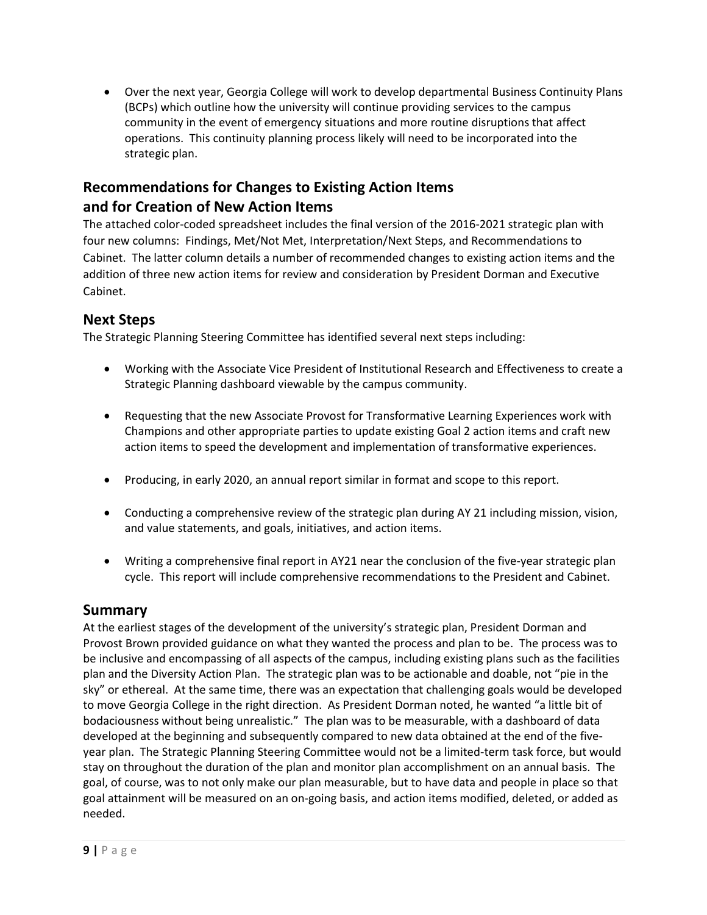- Over the next year, Georgia College will work to develop departmental Business Continuity Plans (BCPs) which outline how the university will continue providing services to the campus community in the event of emergency situations and more routine disruptions that affect operations. This continuity planning process likely will need to be incorporated into the strategic plan.

## Recommendations for Changes to Existing Action Items and for Creation of New Action Items

The attached color-coded spreadsheet includes the final version of the 2016-2021 strategic plan with four new columns: Findings, Met/Not Met, Interpretation/Next Steps, and Recommendations to Cabinet. The latter column details a number of recommended changes to existing action items and the addition of three new action items for review and consideration by President Dorman and Executive Cabinet.

## Next Steps

The Strategic Planning Steering Committee has identified several next steps including:

- Working with the Associate Vice President of Institutional Research and Effectiveness to create a Strategic Planning dashboard viewable by the campus community.
- Requesting that the new Associate Provost for Transformative Learning Experiences work with Champions and other appropriate parties to update existing Goal 2 action items and craft new action items to speed the development and implementation of transformative experiences.
- Producing, in early 2020, an annual report similar in format and scope to this report.
- Conducting a comprehensive review of the strategic plan during AY 21 including mission, vision, and value statements, and goals, initiatives, and action items.
- Writing a comprehensive final report in AY21 near the conclusion of the five-year strategic plan cycle. This report will include comprehensive recommendations to the President and Cabinet.

## Summary

At the earliest stages of the development of the university's strategic plan, President Dorman and Provost Brown provided guidance on what they wanted the process and plan to be. The process was to be inclusive and encompassing of all aspects of the campus, including existing plans such as the facilities plan and the Diversity Action Plan. The strategic plan was to be actionable and doable, not "pie in the sky" or ethereal. At the same time, there was an expectation that challenging goals would be developed to move Georgia College in the right direction. As President Dorman noted, he wanted "a little bit of bodaciousness without being unrealistic." The plan was to be measurable, with a dashboard of data developed at the beginning and subsequently compared to new data obtained at the end of the five-year plan. The Strategic Planning Steering Committee would not be a limited-term task force, but would stay on throughout the duration of the plan and monitor plan accomplishment on an annual basis. The goal, of course, was to not only make our plan measurable, but to have data and people in place so that goal attainment will be measured on an on-going basis, and action items modified, deleted, or added as needed.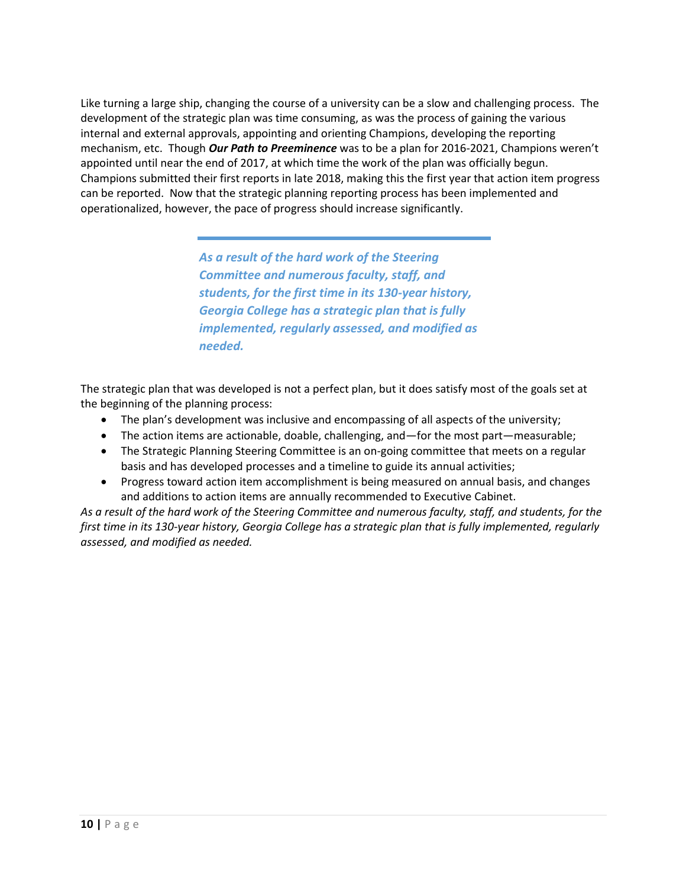Like turning a large ship, changing the course of a university can be a slow and challenging process. The development of the strategic plan was time consuming, as was the process of gaining the various internal and external approvals, appointing and orienting Champions, developing the reporting mechanism, etc. Though ***Our Path to Preeminence*** was to be a plan for 2016-2021, Champions weren't appointed until near the end of 2017, at which time the work of the plan was officially begun. Champions submitted their first reports in late 2018, making this the first year that action item progress can be reported. Now that the strategic planning reporting process has been implemented and operationalized, however, the pace of progress should increase significantly.

> ***As a result of the hard work of the Steering Committee and numerous faculty, staff, and students, for the first time in its 130-year history, Georgia College has a strategic plan that is fully implemented, regularly assessed, and modified as needed.***

The strategic plan that was developed is not a perfect plan, but it does satisfy most of the goals set at the beginning of the planning process:

- The plan's development was inclusive and encompassing of all aspects of the university;
- The action items are actionable, doable, challenging, and—for the most part—measurable;
- The Strategic Planning Steering Committee is an on-going committee that meets on a regular basis and has developed processes and a timeline to guide its annual activities;
- Progress toward action item accomplishment is being measured on annual basis, and changes and additions to action items are annually recommended to Executive Cabinet.

*As a result of the hard work of the Steering Committee and numerous faculty, staff, and students, for the first time in its 130-year history, Georgia College has a strategic plan that is fully implemented, regularly assessed, and modified as needed.*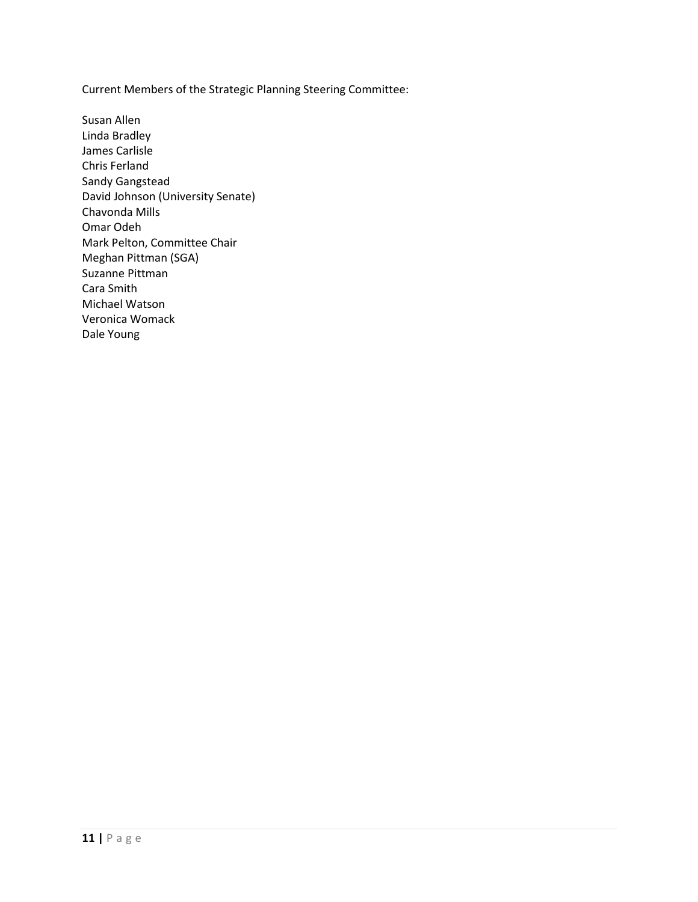Current Members of the Strategic Planning Steering Committee:

Susan Allen
Linda Bradley
James Carlisle
Chris Ferland
Sandy Gangstead
David Johnson (University Senate)
Chavonda Mills
Omar Odeh
Mark Pelton, Committee Chair
Meghan Pittman (SGA)
Suzanne Pittman
Cara Smith
Michael Watson
Veronica Womack
Dale Young